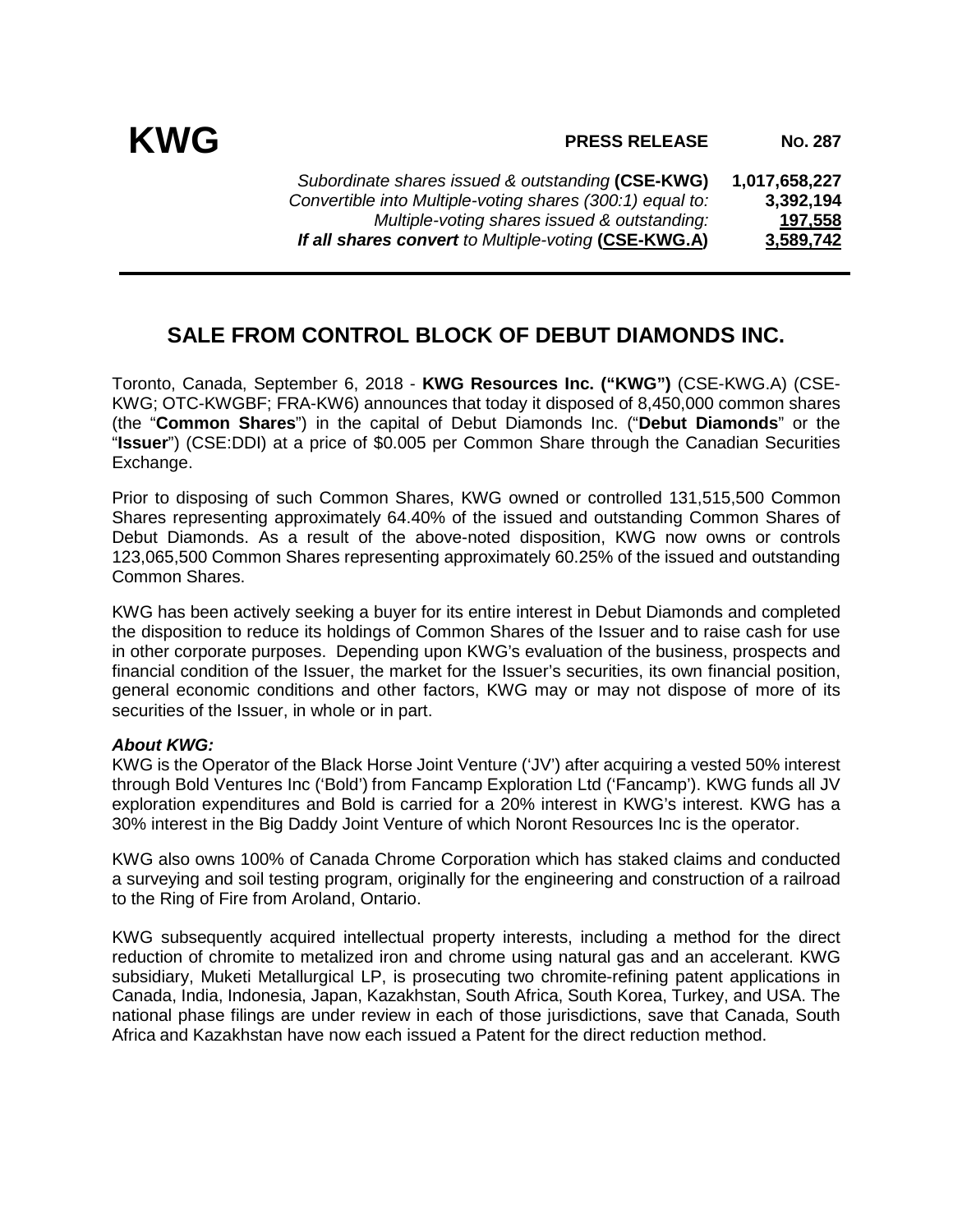# KWG

**PRESS RELEASE** **No. 287**

| | |
|---|---|
| *Subordinate shares issued & outstanding* **(CSE-KWG)** | **1,017,658,227** |
| *Convertible into Multiple-voting shares (300:1) equal to:* | **3,392,194** |
| *Multiple-voting shares issued & outstanding:* | **197,558** |
| ***If all shares convert** to Multiple-voting* **(CSE-KWG.A)** | **3,589,742** |

## SALE FROM CONTROL BLOCK OF DEBUT DIAMONDS INC.

Toronto, Canada, September 6, 2018 - **KWG Resources Inc. ("KWG")** (CSE-KWG.A) (CSE-KWG; OTC-KWGBF; FRA-KW6) announces that today it disposed of 8,450,000 common shares (the "**Common Shares**") in the capital of Debut Diamonds Inc. ("**Debut Diamonds**" or the "**Issuer**") (CSE:DDI) at a price of $0.005 per Common Share through the Canadian Securities Exchange.

Prior to disposing of such Common Shares, KWG owned or controlled 131,515,500 Common Shares representing approximately 64.40% of the issued and outstanding Common Shares of Debut Diamonds. As a result of the above-noted disposition, KWG now owns or controls 123,065,500 Common Shares representing approximately 60.25% of the issued and outstanding Common Shares.

KWG has been actively seeking a buyer for its entire interest in Debut Diamonds and completed the disposition to reduce its holdings of Common Shares of the Issuer and to raise cash for use in other corporate purposes. Depending upon KWG's evaluation of the business, prospects and financial condition of the Issuer, the market for the Issuer's securities, its own financial position, general economic conditions and other factors, KWG may or may not dispose of more of its securities of the Issuer, in whole or in part.

***About KWG:***

KWG is the Operator of the Black Horse Joint Venture ('JV') after acquiring a vested 50% interest through Bold Ventures Inc ('Bold') from Fancamp Exploration Ltd ('Fancamp'). KWG funds all JV exploration expenditures and Bold is carried for a 20% interest in KWG's interest. KWG has a 30% interest in the Big Daddy Joint Venture of which Noront Resources Inc is the operator.

KWG also owns 100% of Canada Chrome Corporation which has staked claims and conducted a surveying and soil testing program, originally for the engineering and construction of a railroad to the Ring of Fire from Aroland, Ontario.

KWG subsequently acquired intellectual property interests, including a method for the direct reduction of chromite to metalized iron and chrome using natural gas and an accelerant. KWG subsidiary, Muketi Metallurgical LP, is prosecuting two chromite-refining patent applications in Canada, India, Indonesia, Japan, Kazakhstan, South Africa, South Korea, Turkey, and USA. The national phase filings are under review in each of those jurisdictions, save that Canada, South Africa and Kazakhstan have now each issued a Patent for the direct reduction method.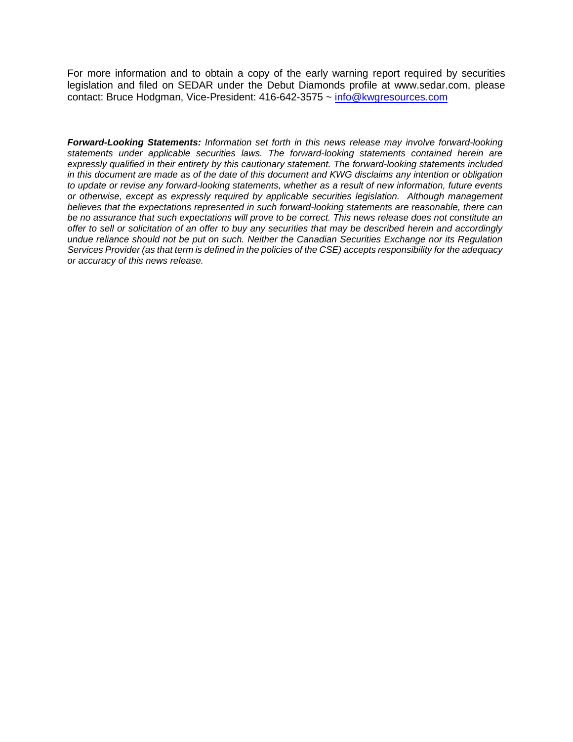For more information and to obtain a copy of the early warning report required by securities legislation and filed on SEDAR under the Debut Diamonds profile at www.sedar.com, please contact: Bruce Hodgman, Vice-President: 416-642-3575 ~ info@kwgresources.com

***Forward-Looking Statements:*** *Information set forth in this news release may involve forward-looking statements under applicable securities laws. The forward-looking statements contained herein are expressly qualified in their entirety by this cautionary statement. The forward-looking statements included in this document are made as of the date of this document and KWG disclaims any intention or obligation to update or revise any forward-looking statements, whether as a result of new information, future events or otherwise, except as expressly required by applicable securities legislation. Although management believes that the expectations represented in such forward-looking statements are reasonable, there can be no assurance that such expectations will prove to be correct. This news release does not constitute an offer to sell or solicitation of an offer to buy any securities that may be described herein and accordingly undue reliance should not be put on such. Neither the Canadian Securities Exchange nor its Regulation Services Provider (as that term is defined in the policies of the CSE) accepts responsibility for the adequacy or accuracy of this news release.*